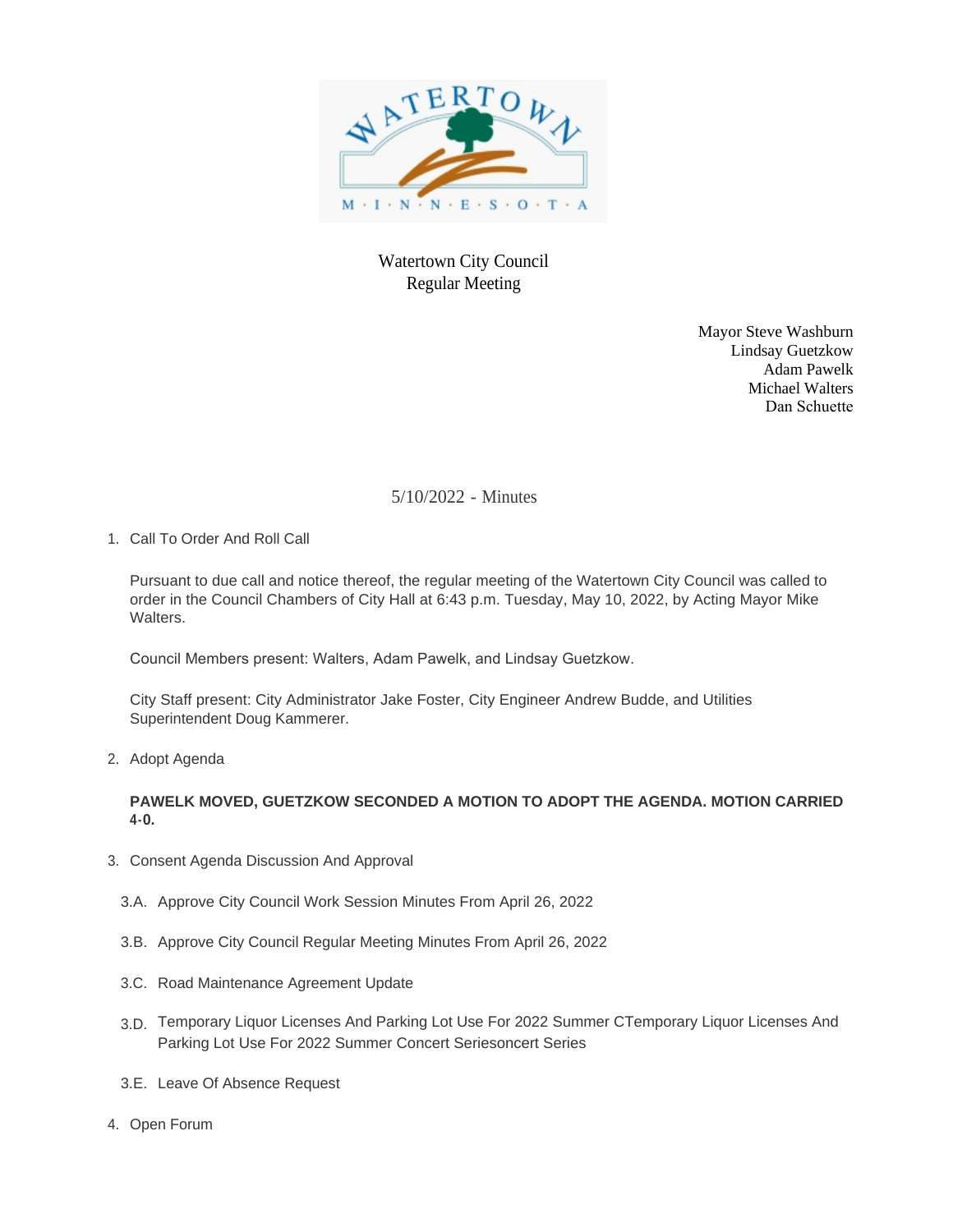Watertown City Council
Regular Meeting

Mayor Steve Washburn
Lindsay Guetzkow
Adam Pawelk
Michael Walters
Dan Schuette

5/10/2022 - Minutes

1. Call To Order And Roll Call

   Pursuant to due call and notice thereof, the regular meeting of the Watertown City Council was called to order in the Council Chambers of City Hall at 6:43 p.m. Tuesday, May 10, 2022, by Acting Mayor Mike Walters.

   Council Members present: Walters, Adam Pawelk, and Lindsay Guetzkow.

   City Staff present: City Administrator Jake Foster, City Engineer Andrew Budde, and Utilities Superintendent Doug Kammerer.

2. Adopt Agenda

   **PAWELK MOVED, GUETZKOW SECONDED A MOTION TO ADOPT THE AGENDA. MOTION CARRIED 4-0.**

3. Consent Agenda Discussion And Approval

   3.A. Approve City Council Work Session Minutes From April 26, 2022

   3.B. Approve City Council Regular Meeting Minutes From April 26, 2022

   3.C. Road Maintenance Agreement Update

   3.D. Temporary Liquor Licenses And Parking Lot Use For 2022 Summer CTemporary Liquor Licenses And Parking Lot Use For 2022 Summer Concert Seriesoncert Series

   3.E. Leave Of Absence Request

4. Open Forum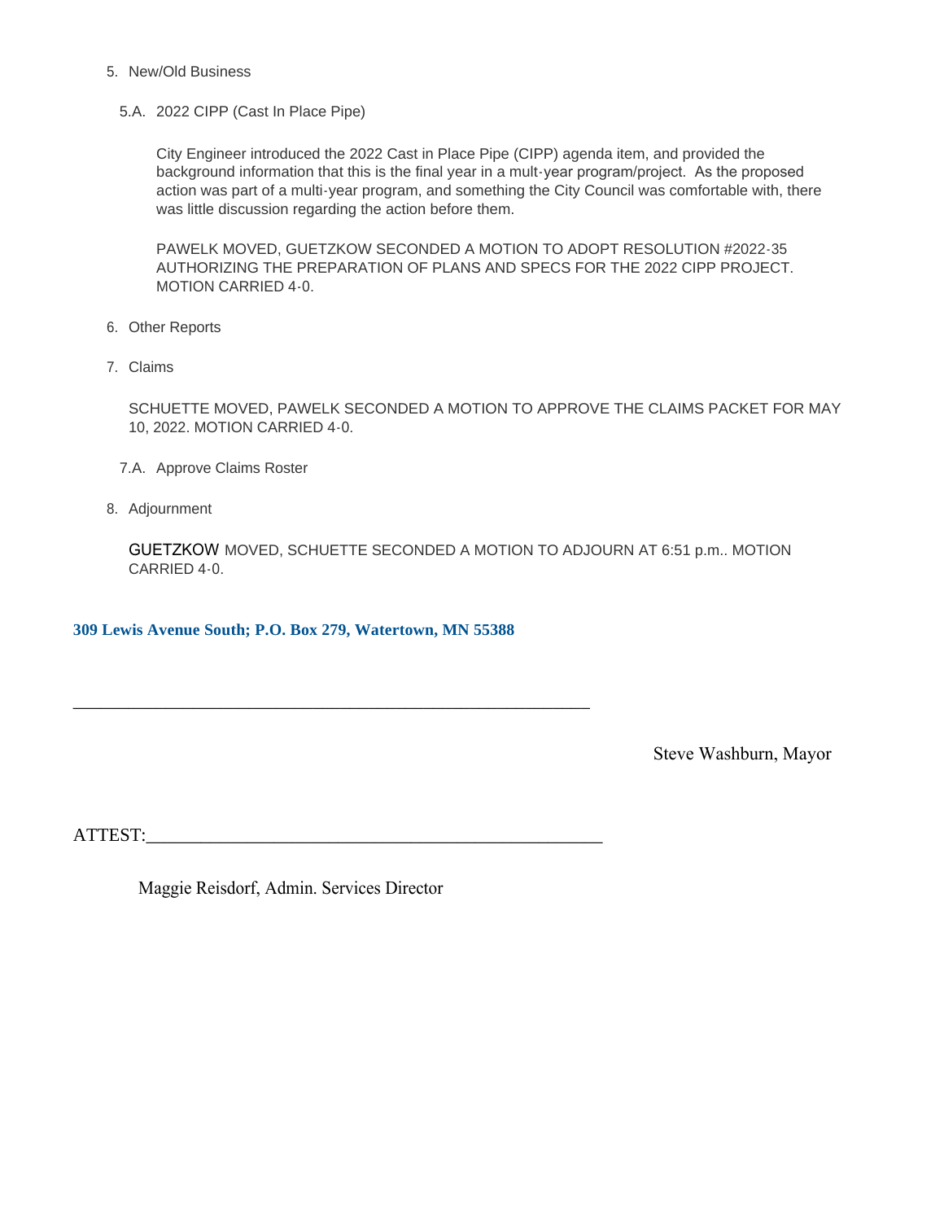5. New/Old Business

5.A. 2022 CIPP (Cast In Place Pipe)

City Engineer introduced the 2022 Cast in Place Pipe (CIPP) agenda item, and provided the background information that this is the final year in a mult-year program/project. As the proposed action was part of a multi-year program, and something the City Council was comfortable with, there was little discussion regarding the action before them.

PAWELK MOVED, GUETZKOW SECONDED A MOTION TO ADOPT RESOLUTION #2022-35 AUTHORIZING THE PREPARATION OF PLANS AND SPECS FOR THE 2022 CIPP PROJECT. MOTION CARRIED 4-0.

6. Other Reports

7. Claims

SCHUETTE MOVED, PAWELK SECONDED A MOTION TO APPROVE THE CLAIMS PACKET FOR MAY 10, 2022. MOTION CARRIED 4-0.

7.A. Approve Claims Roster

8. Adjournment

GUETZKOW MOVED, SCHUETTE SECONDED A MOTION TO ADJOURN AT 6:51 p.m.. MOTION CARRIED 4-0.

**309 Lewis Avenue South; P.O. Box 279, Watertown, MN 55388**

\_\_\_\_\_\_\_\_\_\_\_\_\_\_\_\_\_\_\_\_\_\_\_\_\_\_\_\_\_\_\_\_\_\_\_\_\_\_\_\_\_\_\_\_\_\_\_\_\_\_\_\_\_\_\_\_\_\_\_\_

Steve Washburn, Mayor

ATTEST:\_\_\_\_\_\_\_\_\_\_\_\_\_\_\_\_\_\_\_\_\_\_\_\_\_\_\_\_\_\_\_\_\_\_\_\_\_\_\_\_\_\_\_\_\_\_\_\_\_\_\_\_

Maggie Reisdorf, Admin. Services Director